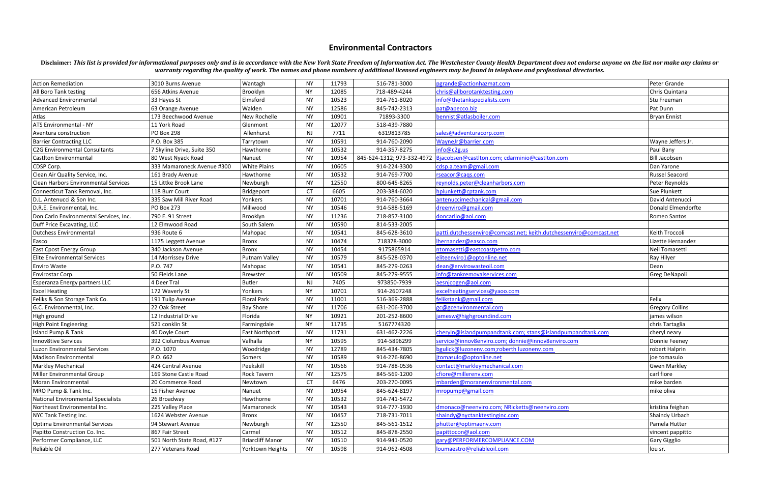# Environmental Contractors

**Disclaimer:** ***This list is provided for informational purposes only and is in accordance with the New York State Freedom of Information Act. The Westchester County Health Department does not endorse anyone on the list nor make any claims or warranty regarding the quality of work. The names and phone numbers of additional licensed engineers may be found in telephone and professional directories.***

| | | | | | | | |
|---|---|---|---|---|---|---|---|
| Action Remediation | 3010 Burns Avenue | Wantagh | NY | 11793 | 516-781-3000 | pgrande@actionhazmat.com | Peter Grande |
| All Boro Tank testing | 656 Atkins Avenue | Brooklyn | NY | 12085 | 718-489-4244 | chris@allborotanktesting.com | Chris Quintana |
| Advanced Environmental | 33 Hayes St | Elmsford | NY | 10523 | 914-761-8020 | info@thetankspecialists.com | Stu Freeman |
| American Petroleum | 63 Orange Avenue | Walden | NY | 12586 | 845-742-2313 | pat@apecco.biz | Pat Dunn |
| Atlas | 173 Beechwood Avenue | New Rochelle | NY | 10901 | 71893-3300 | bennist@atlasboiler.com | Bryan Ennist |
| ATS Environmental - NY | 11 York Road | Glenmont | NY | 12077 | 518-439-7880 | | |
| Aventura construction | PO Box 298 | Allenhurst | NJ | 7711 | 6319813785 | sales@adventuracorp.com | |
| Barrier Contracting LLC | P.O. Box 385 | Tarrytown | NY | 10591 | 914-760-2090 | WayneJr@barrier.com | Wayne Jeffers Jr. |
| C2G Environmental Consultants | 7 Skyline Drive, Suite 350 | Hawthorne | NY | 10532 | 914-357-8275 | info@c2g.us | Paul Bany |
| Castlton Environmental | 80 West Nyack Road | Nanuet | NY | 10954 | 845-624-1312; 973-332-4972 | Bjacobsen@castlton.com; cdarminio@castlton.com | Bill Jacobsen |
| CDSP Corp. | 333 Mamaroneck Avenue #300 | White Plains | NY | 10605 | 914-224-3300 | cdsp.a.team@gmail.com | Dan Yarone |
| Clean Air Quality Service, Inc. | 161 Brady Avenue | Hawthorne | NY | 10532 | 914-769-7700 | rseacor@caqs.com | Russel Seacord |
| Clean Harbors Environmental Services | 15 Littke Brook Lane | Newburgh | NY | 12550 | 800-645-8265 | reynolds.peter@cleanharbors.com | Peter Reynolds |
| Connecticut Tank Removal, Inc. | 118 Burr Court | Bridgeport | CT | 6605 | 203-384-6020 | hplunkett@cptank.com | Sue Plunkett |
| D.L. Antenucci & Son Inc. | 335 Saw Mill River Road | Yonkers | NY | 10701 | 914-760-3664 | antenuccimechanical@gmail.com | David Antenucci |
| D.R.E. Environmental, Inc. | PO Box 273 | Millwood | NY | 10546 | 914-588-5169 | dreenviro@gmail.com | Donald Elmendorfte |
| Don Carlo Environmental Services, Inc. | 790 E. 91 Street | Brooklyn | NY | 11236 | 718-857-3100 | doncarllo@aol.com | Romeo Santos |
| Duff Price Excavating, LLC | 12 Elmwood Road | South Salem | NY | 10590 | 814-533-2005 | | |
| Dutchess Environmental | 936 Route 6 | Mahopac | NY | 10541 | 845-628-3610 | patti.dutchessenviro@comcast.net; keith.dutchessenviro@comcast.net | Keith Troccoli |
| Easco | 1175 Leggett Avenue | Bronx | NY | 10474 | 718378-3000 | lhernandez@easco.com | Lizette Hernandez |
| East Cpost Energy Group | 340 Jackson Avenue | Bronx | NY | 10454 | 9175865914 | ntomasetti@eastcoastpetro.com | Neil Tomasetti |
| Elite Environmental Services | 14 Morrissey Drive | Putnam Valley | NY | 10579 | 845-528-0370 | eliteenviro1@optonline.net | Ray Hilyer |
| Enviro Waste | P.O. 747 | Mahopac | NY | 10541 | 845-279-0263 | dean@envirowasteoil.com | Dean |
| Envirostar Corp. | 50 Fields Lane | Brewster | NY | 10509 | 845-279-9555 | info@tankremovalservices.com | Greg DeNapoli |
| Esperanza Energy partners LLC | 4 Deer Tral | Butler | NJ | 7405 | 973850-7939 | aesnjcogen@aol.com | |
| Excel Heating | 172 Waverly St | Yonkers | NY | 10701 | 914-2607248 | excelheatingservices@yaoo.com | |
| Feliks & Son Storage Tank Co. | 191 Tulip Avenue | Floral Park | NY | 11001 | 516-369-2888 | felikstank@gmail.com | Felix |
| G.C. Environmental, Inc. | 22 Oak Street | Bay Shore | NY | 11706 | 631-206-3700 | gc@gcenvironmental.com | Gregory Collins |
| High ground | 12 Industrial Drive | Florida | NY | 10921 | 201-252-8600 | jamesw@highgroundind.com | james wilson |
| High Point Engieering | 521 conklin St | Farmingdale | NY | 11735 | 5167774320 | | chris Tartaglia |
| Island Pump & Tank | 40 Doyle Court | East Northport | NY | 11731 | 631-462-2226 | cheryln@islandpumpandtank.com; stans@islandpumpandtank.com | cheryl neary |
| Innov8tive Services | 392 Ciolumbus Avenue | Valhalla | NY | 10595 | 914-5896299 | service@innov8enviro.com; donnie@innov8enviro.com | Donnie Feeney |
| Luzon Environmental Services | P.O. 1070 | Woodridge | NY | 12789 | 845-434-7805 | bgulick@luzonenv.com;roberth luzonenv.com | robert Halprin |
| Madison Environmental | P.O. 662 | Somers | NY | 10589 | 914-276-8690 | jtomasulo@optonline.net | joe tomasulo |
| Markley Mechanical | 424 Central Avenue | Peekskill | NY | 10566 | 914-788-0536 | contact@markleymechanical.com | Gwen Markley |
| Miller Environmental Group | 169 Stone Castle Road | Rock Tavern | NY | 12575 | 845-569-1200 | cfiore@millerenv.com | carl fiore |
| Moran Environmental | 20 Commerce Road | Newtown | CT | 6476 | 203-270-0095 | mbarden@moranenvironmental.com | mike barden |
| MRO Pump & Tank Inc. | 15 Fisher Avenue | Nanuet | NY | 10954 | 845-624-8197 | mropump@gmail.com | mike oliva |
| National Environmental Specialists | 26 Broadway | Hawthorne | NY | 10532 | 914-741-5472 | | |
| Northeast Environmental Inc. | 225 Valley Place | Mamaroneck | NY | 10543 | 914-777-1930 | dmonaco@neenviro.com; NRicketts@neenviro.com | kristina feighan |
| NYC Tank Testing Inc. | 1624 Webster Avenue | Bronx | NY | 10457 | 718-731-7011 | shaindy@nyctanktestinginc.com | Shaindy Urbach |
| Optima Environmental Services | 94 Stewart Avenue | Newburgh | NY | 12550 | 845-561-1512 | phutter@optimaenv.com | Pamela Hutter |
| Papitto Construction Co. Inc. | 867 Fair Street | Carmel | NY | 10512 | 845-878-2550 | papittocon@aol.com | vincent pappitto |
| Performer Compliance, LLC | 501 North State Road, #127 | Briarcliff Manor | NY | 10510 | 914-941-0520 | gary@PERFORMERCOMPLIANCE.COM | Gary Gigglio |
| Reliable Oil | 277 Veterans Road | Yorktown Heights | NY | 10598 | 914-962-4508 | loumaestro@reliableoil.com | lou sr. |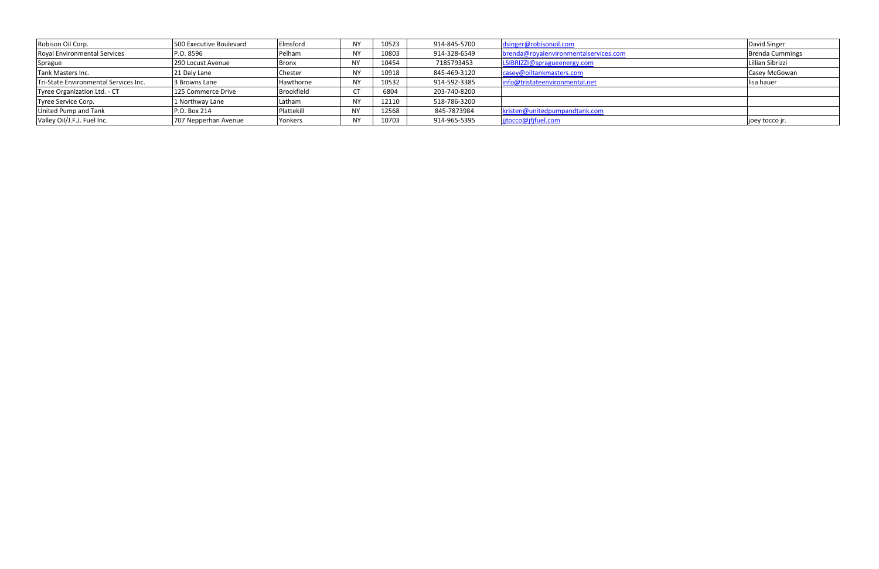| | | | | | | | |
|---|---|---|---|---|---|---|---|
| Robison Oil Corp. | 500 Executive Boulevard | Elmsford | NY | 10523 | 914-845-5700 | dsinger@robisonoil.com | David Singer |
| Royal Environmental Services | P.O. 8596 | Pelham | NY | 10803 | 914-328-6549 | brenda@royalenvironmentalservices.com | Brenda Cummings |
| Sprague | 290 Locust Avenue | Bronx | NY | 10454 | 7185793453 | LSIBRIZZI@spragueenergy.com | Lillian Sibrizzi |
| Tank Masters Inc. | 21 Daly Lane | Chester | NY | 10918 | 845-469-3120 | casey@oiltankmasters.com | Casey McGowan |
| Tri-State Environmental Services Inc. | 3 Browns Lane | Hawthorne | NY | 10532 | 914-592-3385 | info@tristateenvironmental.net | lisa hauer |
| Tyree Organization Ltd. - CT | 125 Commerce Drive | Brookfield | CT | 6804 | 203-740-8200 | | |
| Tyree Service Corp. | 1 Northway Lane | Latham | NY | 12110 | 518-786-3200 | | |
| United Pump and Tank | P.O. Box 214 | Plattekill | NY | 12568 | 845-7873984 | kristen@unitedpumpandtank.com | |
| Valley Oil/J.F.J. Fuel Inc. | 707 Nepperhan Avenue | Yonkers | NY | 10703 | 914-965-5395 | jjtocco@jfjfuel.com | joey tocco jr. |